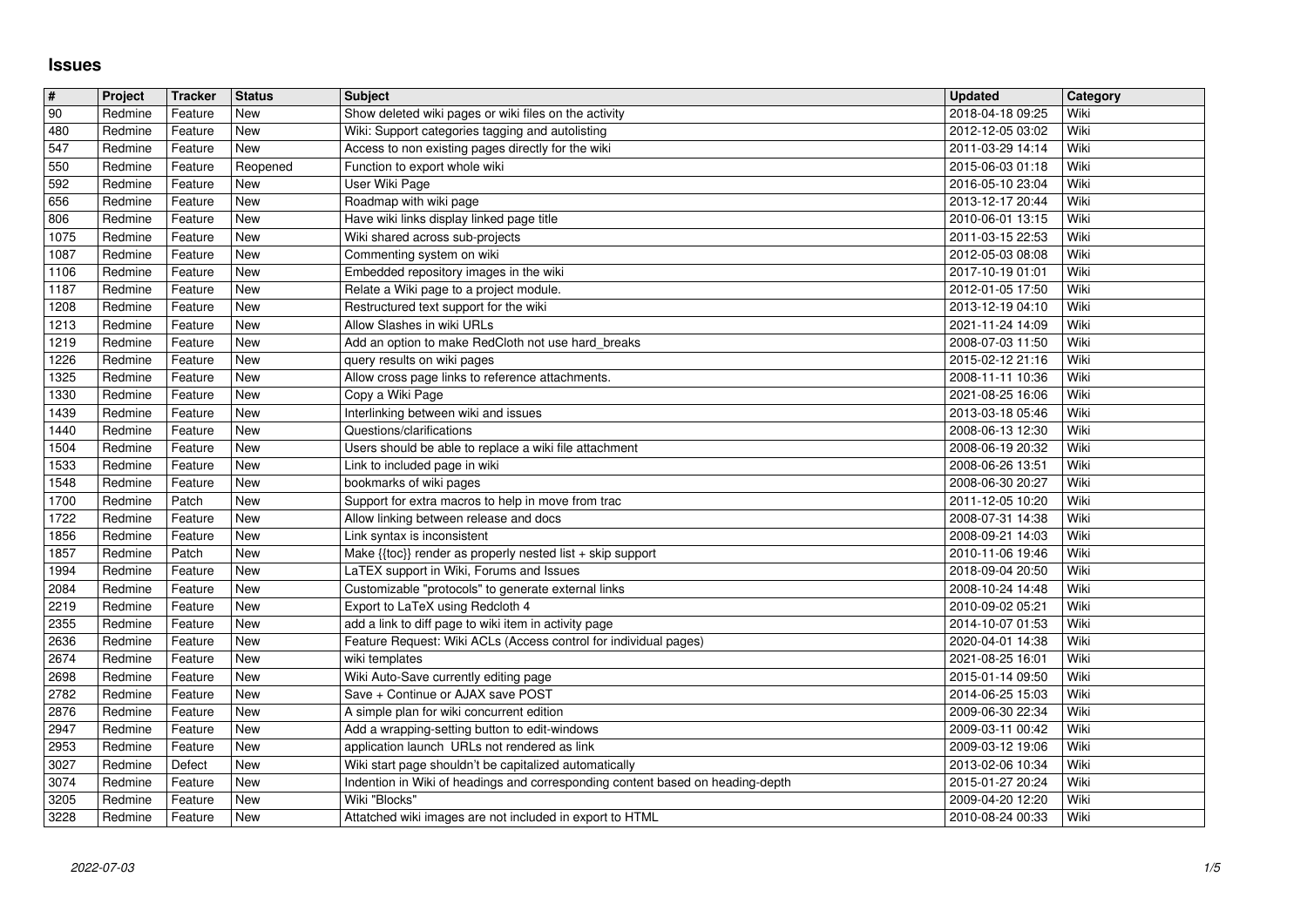# Issues

| # | Project | Tracker | Status | Subject | Updated | Category |
|---|---|---|---|---|---|---|
| 90 | Redmine | Feature | New | Show deleted wiki pages or wiki files on the activity | 2018-04-18 09:25 | Wiki |
| 480 | Redmine | Feature | New | Wiki: Support categories tagging and autolisting | 2012-12-05 03:02 | Wiki |
| 547 | Redmine | Feature | New | Access to non existing pages directly for the wiki | 2011-03-29 14:14 | Wiki |
| 550 | Redmine | Feature | Reopened | Function to export whole wiki | 2015-06-03 01:18 | Wiki |
| 592 | Redmine | Feature | New | User Wiki Page | 2016-05-10 23:04 | Wiki |
| 656 | Redmine | Feature | New | Roadmap with wiki page | 2013-12-17 20:44 | Wiki |
| 806 | Redmine | Feature | New | Have wiki links display linked page title | 2010-06-01 13:15 | Wiki |
| 1075 | Redmine | Feature | New | Wiki shared across sub-projects | 2011-03-15 22:53 | Wiki |
| 1087 | Redmine | Feature | New | Commenting system on wiki | 2012-05-03 08:08 | Wiki |
| 1106 | Redmine | Feature | New | Embedded repository images in the wiki | 2017-10-19 01:01 | Wiki |
| 1187 | Redmine | Feature | New | Relate a Wiki page to a project module. | 2012-01-05 17:50 | Wiki |
| 1208 | Redmine | Feature | New | Restructured text support for the wiki | 2013-12-19 04:10 | Wiki |
| 1213 | Redmine | Feature | New | Allow Slashes in wiki URLs | 2021-11-24 14:09 | Wiki |
| 1219 | Redmine | Feature | New | Add an option to make RedCloth not use hard_breaks | 2008-07-03 11:50 | Wiki |
| 1226 | Redmine | Feature | New | query results on wiki pages | 2015-02-12 21:16 | Wiki |
| 1325 | Redmine | Feature | New | Allow cross page links to reference attachments. | 2008-11-11 10:36 | Wiki |
| 1330 | Redmine | Feature | New | Copy a Wiki Page | 2021-08-25 16:06 | Wiki |
| 1439 | Redmine | Feature | New | Interlinking between wiki and issues | 2013-03-18 05:46 | Wiki |
| 1440 | Redmine | Feature | New | Questions/clarifications | 2008-06-13 12:30 | Wiki |
| 1504 | Redmine | Feature | New | Users should be able to replace a wiki file attachment | 2008-06-19 20:32 | Wiki |
| 1533 | Redmine | Feature | New | Link to included page in wiki | 2008-06-26 13:51 | Wiki |
| 1548 | Redmine | Feature | New | bookmarks of wiki pages | 2008-06-30 20:27 | Wiki |
| 1700 | Redmine | Patch | New | Support for extra macros to help in move from trac | 2011-12-05 10:20 | Wiki |
| 1722 | Redmine | Feature | New | Allow linking between release and docs | 2008-07-31 14:38 | Wiki |
| 1856 | Redmine | Feature | New | Link syntax is inconsistent | 2008-09-21 14:03 | Wiki |
| 1857 | Redmine | Patch | New | Make {{toc}} render as properly nested list + skip support | 2010-11-06 19:46 | Wiki |
| 1994 | Redmine | Feature | New | LaTEX support in Wiki, Forums and Issues | 2018-09-04 20:50 | Wiki |
| 2084 | Redmine | Feature | New | Customizable "protocols" to generate external links | 2008-10-24 14:48 | Wiki |
| 2219 | Redmine | Feature | New | Export to LaTeX using Redcloth 4 | 2010-09-02 05:21 | Wiki |
| 2355 | Redmine | Feature | New | add a link to diff page to wiki item in activity page | 2014-10-07 01:53 | Wiki |
| 2636 | Redmine | Feature | New | Feature Request: Wiki ACLs (Access control for individual pages) | 2020-04-01 14:38 | Wiki |
| 2674 | Redmine | Feature | New | wiki templates | 2021-08-25 16:01 | Wiki |
| 2698 | Redmine | Feature | New | Wiki Auto-Save currently editing page | 2015-01-14 09:50 | Wiki |
| 2782 | Redmine | Feature | New | Save + Continue or AJAX save POST | 2014-06-25 15:03 | Wiki |
| 2876 | Redmine | Feature | New | A simple plan for wiki concurrent edition | 2009-06-30 22:34 | Wiki |
| 2947 | Redmine | Feature | New | Add a wrapping-setting button to edit-windows | 2009-03-11 00:42 | Wiki |
| 2953 | Redmine | Feature | New | application launch URLs not rendered as link | 2009-03-12 19:06 | Wiki |
| 3027 | Redmine | Defect | New | Wiki start page shouldn't be capitalized automatically | 2013-02-06 10:34 | Wiki |
| 3074 | Redmine | Feature | New | Indention in Wiki of headings and corresponding content based on heading-depth | 2015-01-27 20:24 | Wiki |
| 3205 | Redmine | Feature | New | Wiki "Blocks" | 2009-04-20 12:20 | Wiki |
| 3228 | Redmine | Feature | New | Attatched wiki images are not included in export to HTML | 2010-08-24 00:33 | Wiki |

2022-07-03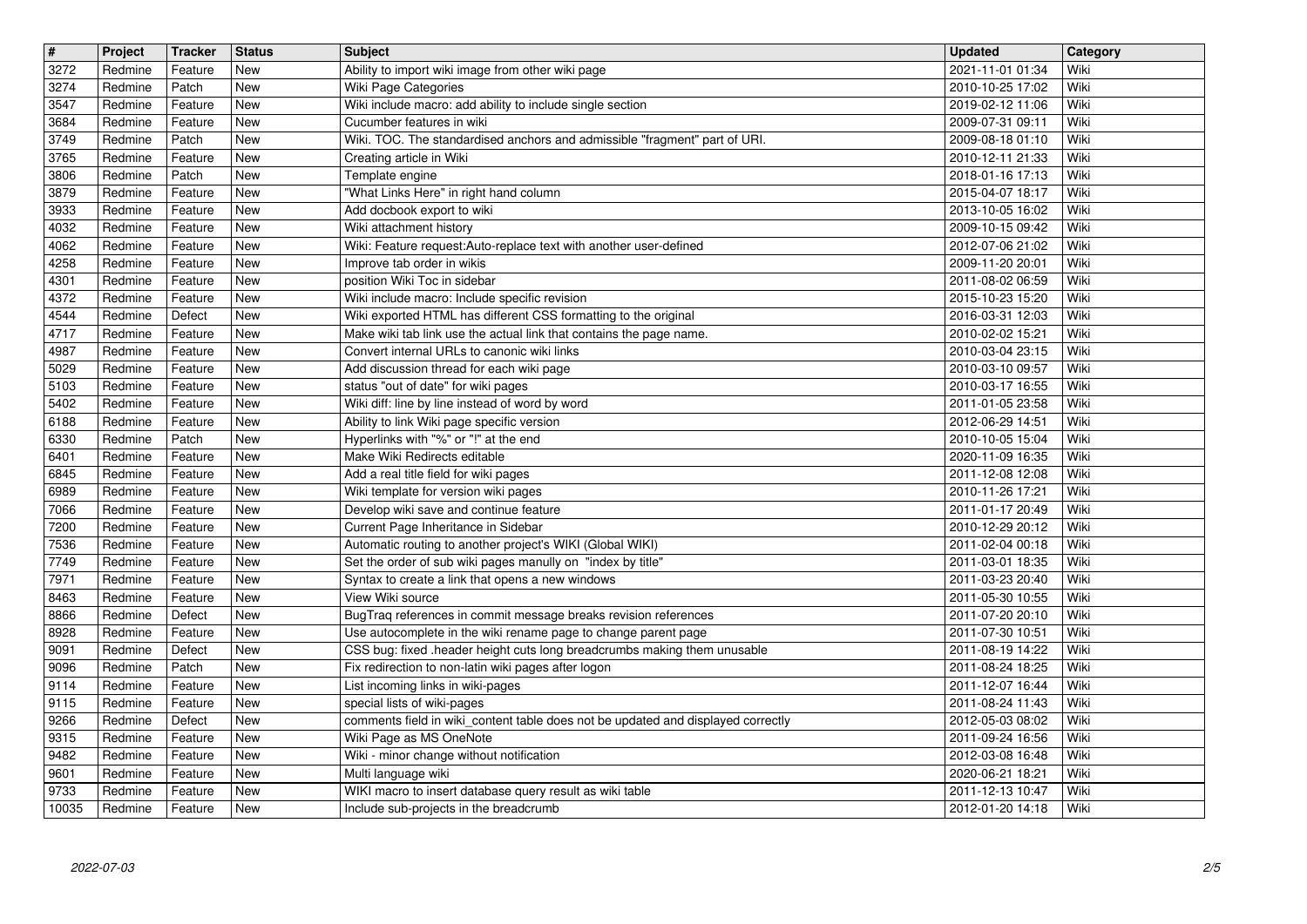| # | Project | Tracker | Status | Subject | Updated | Category |
|---|---|---|---|---|---|---|
| 3272 | Redmine | Feature | New | Ability to import wiki image from other wiki page | 2021-11-01 01:34 | Wiki |
| 3274 | Redmine | Patch | New | Wiki Page Categories | 2010-10-25 17:02 | Wiki |
| 3547 | Redmine | Feature | New | Wiki include macro: add ability to include single section | 2019-02-12 11:06 | Wiki |
| 3684 | Redmine | Feature | New | Cucumber features in wiki | 2009-07-31 09:11 | Wiki |
| 3749 | Redmine | Patch | New | Wiki. TOC. The standardised anchors and admissible "fragment" part of URI. | 2009-08-18 01:10 | Wiki |
| 3765 | Redmine | Feature | New | Creating article in Wiki | 2010-12-11 21:33 | Wiki |
| 3806 | Redmine | Patch | New | Template engine | 2018-01-16 17:13 | Wiki |
| 3879 | Redmine | Feature | New | "What Links Here" in right hand column | 2015-04-07 18:17 | Wiki |
| 3933 | Redmine | Feature | New | Add docbook export to wiki | 2013-10-05 16:02 | Wiki |
| 4032 | Redmine | Feature | New | Wiki attachment history | 2009-10-15 09:42 | Wiki |
| 4062 | Redmine | Feature | New | Wiki: Feature request:Auto-replace text with another user-defined | 2012-07-06 21:02 | Wiki |
| 4258 | Redmine | Feature | New | Improve tab order in wikis | 2009-11-20 20:01 | Wiki |
| 4301 | Redmine | Feature | New | position Wiki Toc in sidebar | 2011-08-02 06:59 | Wiki |
| 4372 | Redmine | Feature | New | Wiki include macro: Include specific revision | 2015-10-23 15:20 | Wiki |
| 4544 | Redmine | Defect | New | Wiki exported HTML has different CSS formatting to the original | 2016-03-31 12:03 | Wiki |
| 4717 | Redmine | Feature | New | Make wiki tab link use the actual link that contains the page name. | 2010-02-02 15:21 | Wiki |
| 4987 | Redmine | Feature | New | Convert internal URLs to canonic wiki links | 2010-03-04 23:15 | Wiki |
| 5029 | Redmine | Feature | New | Add discussion thread for each wiki page | 2010-03-10 09:57 | Wiki |
| 5103 | Redmine | Feature | New | status "out of date" for wiki pages | 2010-03-17 16:55 | Wiki |
| 5402 | Redmine | Feature | New | Wiki diff: line by line instead of word by word | 2011-01-05 23:58 | Wiki |
| 6188 | Redmine | Feature | New | Ability to link Wiki page specific version | 2012-06-29 14:51 | Wiki |
| 6330 | Redmine | Patch | New | Hyperlinks with "%" or "!" at the end | 2010-10-05 15:04 | Wiki |
| 6401 | Redmine | Feature | New | Make Wiki Redirects editable | 2020-11-09 16:35 | Wiki |
| 6845 | Redmine | Feature | New | Add a real title field for wiki pages | 2011-12-08 12:08 | Wiki |
| 6989 | Redmine | Feature | New | Wiki template for version wiki pages | 2010-11-26 17:21 | Wiki |
| 7066 | Redmine | Feature | New | Develop wiki save and continue feature | 2011-01-17 20:49 | Wiki |
| 7200 | Redmine | Feature | New | Current Page Inheritance in Sidebar | 2010-12-29 20:12 | Wiki |
| 7536 | Redmine | Feature | New | Automatic routing to another project's WIKI (Global WIKI) | 2011-02-04 00:18 | Wiki |
| 7749 | Redmine | Feature | New | Set the order of sub wiki pages manully on "index by title" | 2011-03-01 18:35 | Wiki |
| 7971 | Redmine | Feature | New | Syntax to create a link that opens a new windows | 2011-03-23 20:40 | Wiki |
| 8463 | Redmine | Feature | New | View Wiki source | 2011-05-30 10:55 | Wiki |
| 8866 | Redmine | Defect | New | BugTraq references in commit message breaks revision references | 2011-07-20 20:10 | Wiki |
| 8928 | Redmine | Feature | New | Use autocomplete in the wiki rename page to change parent page | 2011-07-30 10:51 | Wiki |
| 9091 | Redmine | Defect | New | CSS bug: fixed .header height cuts long breadcrumbs making them unusable | 2011-08-19 14:22 | Wiki |
| 9096 | Redmine | Patch | New | Fix redirection to non-latin wiki pages after logon | 2011-08-24 18:25 | Wiki |
| 9114 | Redmine | Feature | New | List incoming links in wiki-pages | 2011-12-07 16:44 | Wiki |
| 9115 | Redmine | Feature | New | special lists of wiki-pages | 2011-08-24 11:43 | Wiki |
| 9266 | Redmine | Defect | New | comments field in wiki_content table does not be updated and displayed correctly | 2012-05-03 08:02 | Wiki |
| 9315 | Redmine | Feature | New | Wiki Page as MS OneNote | 2011-09-24 16:56 | Wiki |
| 9482 | Redmine | Feature | New | Wiki - minor change without notification | 2012-03-08 16:48 | Wiki |
| 9601 | Redmine | Feature | New | Multi language wiki | 2020-06-21 18:21 | Wiki |
| 9733 | Redmine | Feature | New | WIKI macro to insert database query result as wiki table | 2011-12-13 10:47 | Wiki |
| 10035 | Redmine | Feature | New | Include sub-projects in the breadcrumb | 2012-01-20 14:18 | Wiki |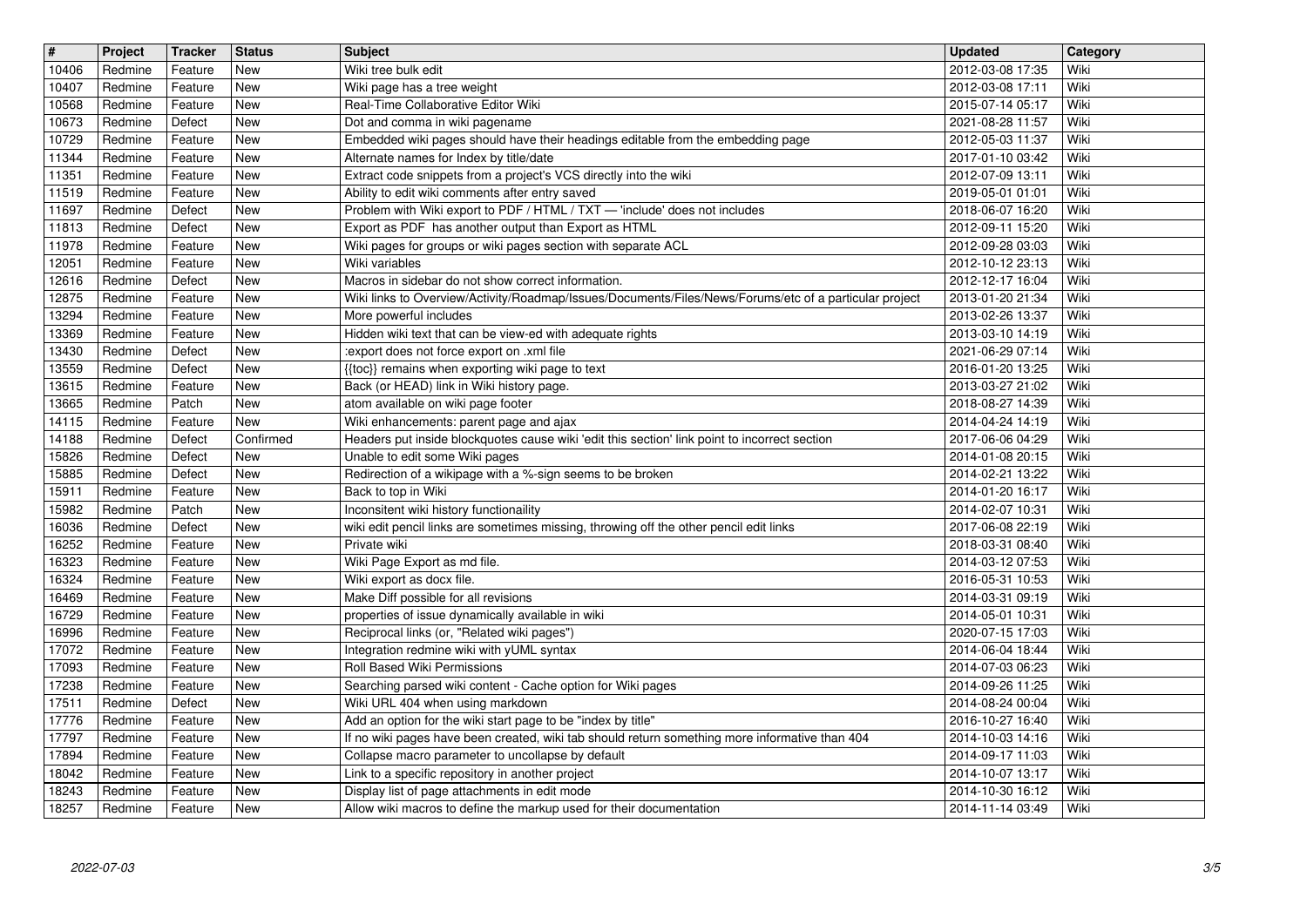| # | Project | Tracker | Status | Subject | Updated | Category |
| --- | --- | --- | --- | --- | --- | --- |
| 10406 | Redmine | Feature | New | Wiki tree bulk edit | 2012-03-08 17:35 | Wiki |
| 10407 | Redmine | Feature | New | Wiki page has a tree weight | 2012-03-08 17:11 | Wiki |
| 10568 | Redmine | Feature | New | Real-Time Collaborative Editor Wiki | 2015-07-14 05:17 | Wiki |
| 10673 | Redmine | Defect | New | Dot and comma in wiki pagename | 2021-08-28 11:57 | Wiki |
| 10729 | Redmine | Feature | New | Embedded wiki pages should have their headings editable from the embedding page | 2012-05-03 11:37 | Wiki |
| 11344 | Redmine | Feature | New | Alternate names for Index by title/date | 2017-01-10 03:42 | Wiki |
| 11351 | Redmine | Feature | New | Extract code snippets from a project's VCS directly into the wiki | 2012-07-09 13:11 | Wiki |
| 11519 | Redmine | Feature | New | Ability to edit wiki comments after entry saved | 2019-05-01 01:01 | Wiki |
| 11697 | Redmine | Defect | New | Problem with Wiki export to PDF / HTML / TXT — 'include' does not includes | 2018-06-07 16:20 | Wiki |
| 11813 | Redmine | Defect | New | Export as PDF has another output than Export as HTML | 2012-09-11 15:20 | Wiki |
| 11978 | Redmine | Feature | New | Wiki pages for groups or wiki pages section with separate ACL | 2012-09-28 03:03 | Wiki |
| 12051 | Redmine | Feature | New | Wiki variables | 2012-10-12 23:13 | Wiki |
| 12616 | Redmine | Defect | New | Macros in sidebar do not show correct information. | 2012-12-17 16:04 | Wiki |
| 12875 | Redmine | Feature | New | Wiki links to Overview/Activity/Roadmap/Issues/Documents/Files/News/Forums/etc of a particular project | 2013-01-20 21:34 | Wiki |
| 13294 | Redmine | Feature | New | More powerful includes | 2013-02-26 13:37 | Wiki |
| 13369 | Redmine | Feature | New | Hidden wiki text that can be view-ed with adequate rights | 2013-03-10 14:19 | Wiki |
| 13430 | Redmine | Defect | New | :export does not force export on .xml file | 2021-06-29 07:14 | Wiki |
| 13559 | Redmine | Defect | New | {{toc}} remains when exporting wiki page to text | 2016-01-20 13:25 | Wiki |
| 13615 | Redmine | Feature | New | Back (or HEAD) link in Wiki history page. | 2013-03-27 21:02 | Wiki |
| 13665 | Redmine | Patch | New | atom available on wiki page footer | 2018-08-27 14:39 | Wiki |
| 14115 | Redmine | Feature | New | Wiki enhancements: parent page and ajax | 2014-04-24 14:19 | Wiki |
| 14188 | Redmine | Defect | Confirmed | Headers put inside blockquotes cause wiki 'edit this section' link point to incorrect section | 2017-06-06 04:29 | Wiki |
| 15826 | Redmine | Defect | New | Unable to edit some Wiki pages | 2014-01-08 20:15 | Wiki |
| 15885 | Redmine | Defect | New | Redirection of a wikipage with a %-sign seems to be broken | 2014-02-21 13:22 | Wiki |
| 15911 | Redmine | Feature | New | Back to top in Wiki | 2014-01-20 16:17 | Wiki |
| 15982 | Redmine | Patch | New | Inconsitent wiki history functionaility | 2014-02-07 10:31 | Wiki |
| 16036 | Redmine | Defect | New | wiki edit pencil links are sometimes missing, throwing off the other pencil edit links | 2017-06-08 22:19 | Wiki |
| 16252 | Redmine | Feature | New | Private wiki | 2018-03-31 08:40 | Wiki |
| 16323 | Redmine | Feature | New | Wiki Page Export as md file. | 2014-03-12 07:53 | Wiki |
| 16324 | Redmine | Feature | New | Wiki export as docx file. | 2016-05-31 10:53 | Wiki |
| 16469 | Redmine | Feature | New | Make Diff possible for all revisions | 2014-03-31 09:19 | Wiki |
| 16729 | Redmine | Feature | New | properties of issue dynamically available in wiki | 2014-05-01 10:31 | Wiki |
| 16996 | Redmine | Feature | New | Reciprocal links (or, "Related wiki pages") | 2020-07-15 17:03 | Wiki |
| 17072 | Redmine | Feature | New | Integration redmine wiki with yUML syntax | 2014-06-04 18:44 | Wiki |
| 17093 | Redmine | Feature | New | Roll Based Wiki Permissions | 2014-07-03 06:23 | Wiki |
| 17238 | Redmine | Feature | New | Searching parsed wiki content - Cache option for Wiki pages | 2014-09-26 11:25 | Wiki |
| 17511 | Redmine | Defect | New | Wiki URL 404 when using markdown | 2014-08-24 00:04 | Wiki |
| 17776 | Redmine | Feature | New | Add an option for the wiki start page to be "index by title" | 2016-10-27 16:40 | Wiki |
| 17797 | Redmine | Feature | New | If no wiki pages have been created, wiki tab should return something more informative than 404 | 2014-10-03 14:16 | Wiki |
| 17894 | Redmine | Feature | New | Collapse macro parameter to uncollapse by default | 2014-09-17 11:03 | Wiki |
| 18042 | Redmine | Feature | New | Link to a specific repository in another project | 2014-10-07 13:17 | Wiki |
| 18243 | Redmine | Feature | New | Display list of page attachments in edit mode | 2014-10-30 16:12 | Wiki |
| 18257 | Redmine | Feature | New | Allow wiki macros to define the markup used for their documentation | 2014-11-14 03:49 | Wiki |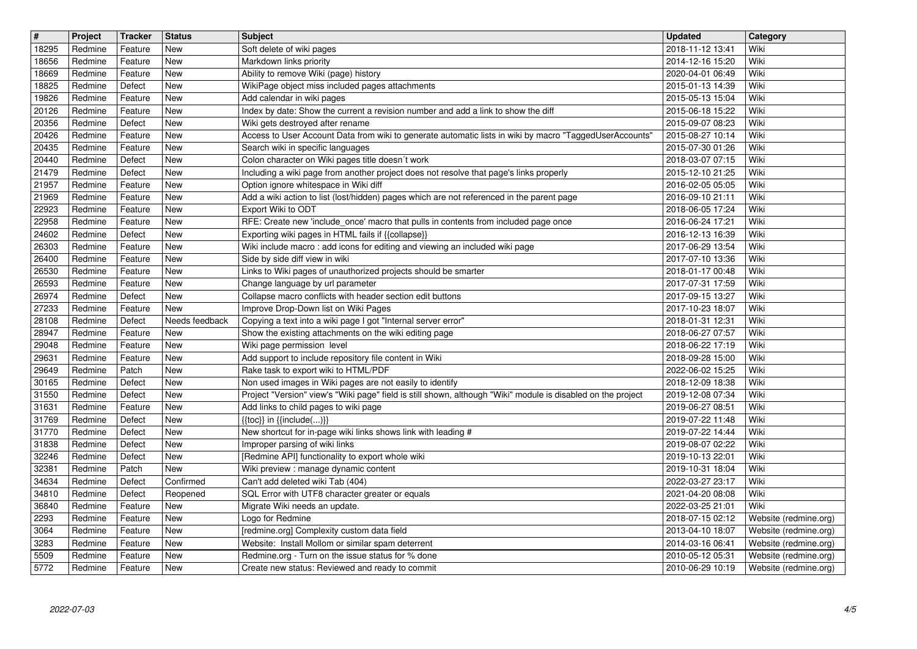| # | Project | Tracker | Status | Subject | Updated | Category |
|---|---|---|---|---|---|---|
| 18295 | Redmine | Feature | New | Soft delete of wiki pages | 2018-11-12 13:41 | Wiki |
| 18656 | Redmine | Feature | New | Markdown links priority | 2014-12-16 15:20 | Wiki |
| 18669 | Redmine | Feature | New | Ability to remove Wiki (page) history | 2020-04-01 06:49 | Wiki |
| 18825 | Redmine | Defect | New | WikiPage object miss included pages attachments | 2015-01-13 14:39 | Wiki |
| 19826 | Redmine | Feature | New | Add calendar in wiki pages | 2015-05-13 15:04 | Wiki |
| 20126 | Redmine | Feature | New | Index by date: Show the current a revision number and add a link to show the diff | 2015-06-18 15:22 | Wiki |
| 20356 | Redmine | Defect | New | Wiki gets destroyed after rename | 2015-09-07 08:23 | Wiki |
| 20426 | Redmine | Feature | New | Access to User Account Data from wiki to generate automatic lists in wiki by macro "TaggedUserAccounts" | 2015-08-27 10:14 | Wiki |
| 20435 | Redmine | Feature | New | Search wiki in specific languages | 2015-07-30 01:26 | Wiki |
| 20440 | Redmine | Defect | New | Colon character on Wiki pages title doesn´t work | 2018-03-07 07:15 | Wiki |
| 21479 | Redmine | Defect | New | Including a wiki page from another project does not resolve that page's links properly | 2015-12-10 21:25 | Wiki |
| 21957 | Redmine | Feature | New | Option ignore whitespace in Wiki diff | 2016-02-05 05:05 | Wiki |
| 21969 | Redmine | Feature | New | Add a wiki action to list (lost/hidden) pages which are not referenced in the parent page | 2016-09-10 21:11 | Wiki |
| 22923 | Redmine | Feature | New | Export Wiki to ODT | 2018-06-05 17:24 | Wiki |
| 22958 | Redmine | Feature | New | RFE: Create new 'include_once' macro that pulls in contents from included page once | 2016-06-24 17:21 | Wiki |
| 24602 | Redmine | Defect | New | Exporting wiki pages in HTML fails if {{collapse}} | 2016-12-13 16:39 | Wiki |
| 26303 | Redmine | Feature | New | Wiki include macro : add icons for editing and viewing an included wiki page | 2017-06-29 13:54 | Wiki |
| 26400 | Redmine | Feature | New | Side by side diff view in wiki | 2017-07-10 13:36 | Wiki |
| 26530 | Redmine | Feature | New | Links to Wiki pages of unauthorized projects should be smarter | 2018-01-17 00:48 | Wiki |
| 26593 | Redmine | Feature | New | Change language by url parameter | 2017-07-31 17:59 | Wiki |
| 26974 | Redmine | Defect | New | Collapse macro conflicts with header section edit buttons | 2017-09-15 13:27 | Wiki |
| 27233 | Redmine | Feature | New | Improve Drop-Down list on Wiki Pages | 2017-10-23 18:07 | Wiki |
| 28108 | Redmine | Defect | Needs feedback | Copying a text into a wiki page I got "Internal server error" | 2018-01-31 12:31 | Wiki |
| 28947 | Redmine | Feature | New | Show the existing attachments on the wiki editing page | 2018-06-27 07:57 | Wiki |
| 29048 | Redmine | Feature | New | Wiki page permission level | 2018-06-22 17:19 | Wiki |
| 29631 | Redmine | Feature | New | Add support to include repository file content in Wiki | 2018-09-28 15:00 | Wiki |
| 29649 | Redmine | Patch | New | Rake task to export wiki to HTML/PDF | 2022-06-02 15:25 | Wiki |
| 30165 | Redmine | Defect | New | Non used images in Wiki pages are not easily to identify | 2018-12-09 18:38 | Wiki |
| 31550 | Redmine | Defect | New | Project "Version" view's "Wiki page" field is still shown, although "Wiki" module is disabled on the project | 2019-12-08 07:34 | Wiki |
| 31631 | Redmine | Feature | New | Add links to child pages to wiki page | 2019-06-27 08:51 | Wiki |
| 31769 | Redmine | Defect | New | {{toc}} in {{include(...)}} | 2019-07-22 11:48 | Wiki |
| 31770 | Redmine | Defect | New | New shortcut for in-page wiki links shows link with leading # | 2019-07-22 14:44 | Wiki |
| 31838 | Redmine | Defect | New | Improper parsing of wiki links | 2019-08-07 02:22 | Wiki |
| 32246 | Redmine | Defect | New | [Redmine API] functionality to export whole wiki | 2019-10-13 22:01 | Wiki |
| 32381 | Redmine | Patch | New | Wiki preview : manage dynamic content | 2019-10-31 18:04 | Wiki |
| 34634 | Redmine | Defect | Confirmed | Can't add deleted wiki Tab (404) | 2022-03-27 23:17 | Wiki |
| 34810 | Redmine | Defect | Reopened | SQL Error with UTF8 character greater or equals | 2021-04-20 08:08 | Wiki |
| 36840 | Redmine | Feature | New | Migrate Wiki needs an update. | 2022-03-25 21:01 | Wiki |
| 2293 | Redmine | Feature | New | Logo for Redmine | 2018-07-15 02:12 | Website (redmine.org) |
| 3064 | Redmine | Feature | New | [redmine.org] Complexity custom data field | 2013-04-10 18:07 | Website (redmine.org) |
| 3283 | Redmine | Feature | New | Website: Install Mollom or similar spam deterrent | 2014-03-16 06:41 | Website (redmine.org) |
| 5509 | Redmine | Feature | New | Redmine.org - Turn on the issue status for % done | 2010-05-12 05:31 | Website (redmine.org) |
| 5772 | Redmine | Feature | New | Create new status: Reviewed and ready to commit | 2010-06-29 10:19 | Website (redmine.org) |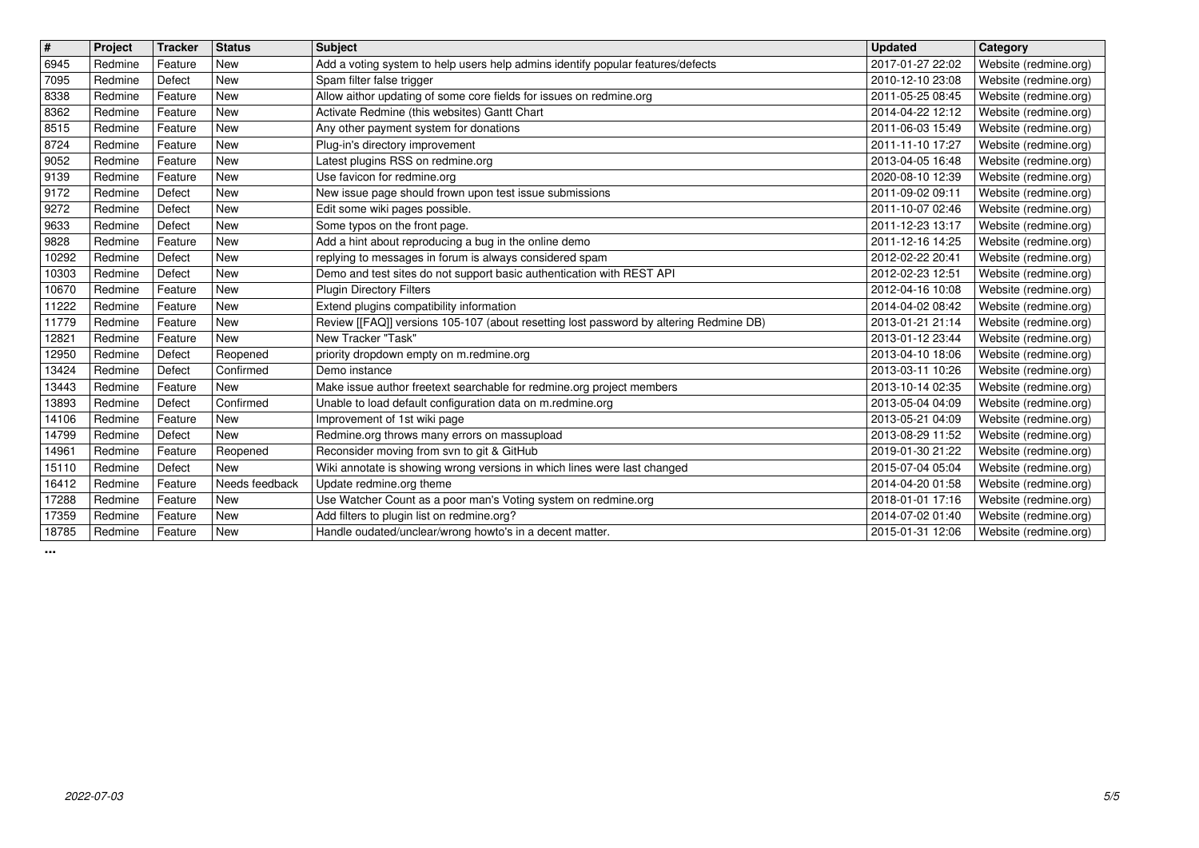| # | Project | Tracker | Status | Subject | Updated | Category |
|---|---|---|---|---|---|---|
| 6945 | Redmine | Feature | New | Add a voting system to help users help admins identify popular features/defects | 2017-01-27 22:02 | Website (redmine.org) |
| 7095 | Redmine | Defect | New | Spam filter false trigger | 2010-12-10 23:08 | Website (redmine.org) |
| 8338 | Redmine | Feature | New | Allow aithor updating of some core fields for issues on redmine.org | 2011-05-25 08:45 | Website (redmine.org) |
| 8362 | Redmine | Feature | New | Activate Redmine (this websites) Gantt Chart | 2014-04-22 12:12 | Website (redmine.org) |
| 8515 | Redmine | Feature | New | Any other payment system for donations | 2011-06-03 15:49 | Website (redmine.org) |
| 8724 | Redmine | Feature | New | Plug-in's directory improvement | 2011-11-10 17:27 | Website (redmine.org) |
| 9052 | Redmine | Feature | New | Latest plugins RSS on redmine.org | 2013-04-05 16:48 | Website (redmine.org) |
| 9139 | Redmine | Feature | New | Use favicon for redmine.org | 2020-08-10 12:39 | Website (redmine.org) |
| 9172 | Redmine | Defect | New | New issue page should frown upon test issue submissions | 2011-09-02 09:11 | Website (redmine.org) |
| 9272 | Redmine | Defect | New | Edit some wiki pages possible. | 2011-10-07 02:46 | Website (redmine.org) |
| 9633 | Redmine | Defect | New | Some typos on the front page. | 2011-12-23 13:17 | Website (redmine.org) |
| 9828 | Redmine | Feature | New | Add a hint about reproducing a bug in the online demo | 2011-12-16 14:25 | Website (redmine.org) |
| 10292 | Redmine | Defect | New | replying to messages in forum is always considered spam | 2012-02-22 20:41 | Website (redmine.org) |
| 10303 | Redmine | Defect | New | Demo and test sites do not support basic authentication with REST API | 2012-02-23 12:51 | Website (redmine.org) |
| 10670 | Redmine | Feature | New | Plugin Directory Filters | 2012-04-16 10:08 | Website (redmine.org) |
| 11222 | Redmine | Feature | New | Extend plugins compatibility information | 2014-04-02 08:42 | Website (redmine.org) |
| 11779 | Redmine | Feature | New | Review [[FAQ]] versions 105-107 (about resetting lost password by altering Redmine DB) | 2013-01-21 21:14 | Website (redmine.org) |
| 12821 | Redmine | Feature | New | New Tracker "Task" | 2013-01-12 23:44 | Website (redmine.org) |
| 12950 | Redmine | Defect | Reopened | priority dropdown empty on m.redmine.org | 2013-04-10 18:06 | Website (redmine.org) |
| 13424 | Redmine | Defect | Confirmed | Demo instance | 2013-03-11 10:26 | Website (redmine.org) |
| 13443 | Redmine | Feature | New | Make issue author freetext searchable for redmine.org project members | 2013-10-14 02:35 | Website (redmine.org) |
| 13893 | Redmine | Defect | Confirmed | Unable to load default configuration data on m.redmine.org | 2013-05-04 04:09 | Website (redmine.org) |
| 14106 | Redmine | Feature | New | Improvement of 1st wiki page | 2013-05-21 04:09 | Website (redmine.org) |
| 14799 | Redmine | Defect | New | Redmine.org throws many errors on massupload | 2013-08-29 11:52 | Website (redmine.org) |
| 14961 | Redmine | Feature | Reopened | Reconsider moving from svn to git & GitHub | 2019-01-30 21:22 | Website (redmine.org) |
| 15110 | Redmine | Defect | New | Wiki annotate is showing wrong versions in which lines were last changed | 2015-07-04 05:04 | Website (redmine.org) |
| 16412 | Redmine | Feature | Needs feedback | Update redmine.org theme | 2014-04-20 01:58 | Website (redmine.org) |
| 17288 | Redmine | Feature | New | Use Watcher Count as a poor man's Voting system on redmine.org | 2018-01-01 17:16 | Website (redmine.org) |
| 17359 | Redmine | Feature | New | Add filters to plugin list on redmine.org? | 2014-07-02 01:40 | Website (redmine.org) |
| 18785 | Redmine | Feature | New | Handle oudated/unclear/wrong howto's in a decent matter. | 2015-01-31 12:06 | Website (redmine.org) |

...